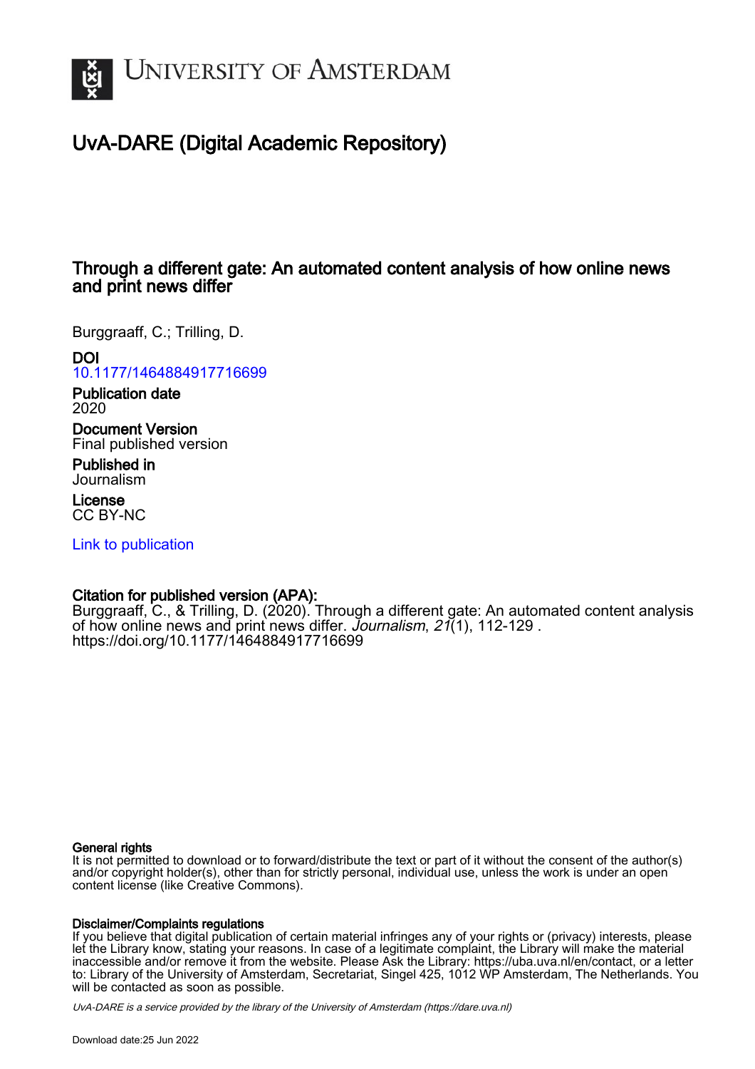UNIVERSITY OF AMSTERDAM

# UvA-DARE (Digital Academic Repository)

## Through a different gate: An automated content analysis of how online news and print news differ

Burggraaff, C.; Trilling, D.

**DOI**
10.1177/1464884917716699

**Publication date**
2020

**Document Version**
Final published version

**Published in**
Journalism

**License**
CC BY-NC

Link to publication

**Citation for published version (APA):**
Burggraaff, C., & Trilling, D. (2020). Through a different gate: An automated content analysis of how online news and print news differ. *Journalism*, *21*(1), 112-129 . https://doi.org/10.1177/1464884917716699

**General rights**
It is not permitted to download or to forward/distribute the text or part of it without the consent of the author(s) and/or copyright holder(s), other than for strictly personal, individual use, unless the work is under an open content license (like Creative Commons).

**Disclaimer/Complaints regulations**
If you believe that digital publication of certain material infringes any of your rights or (privacy) interests, please let the Library know, stating your reasons. In case of a legitimate complaint, the Library will make the material inaccessible and/or remove it from the website. Please Ask the Library: https://uba.uva.nl/en/contact, or a letter to: Library of the University of Amsterdam, Secretariat, Singel 425, 1012 WP Amsterdam, The Netherlands. You will be contacted as soon as possible.

*UvA-DARE is a service provided by the library of the University of Amsterdam (https://dare.uva.nl)*

Download date:25 Jun 2022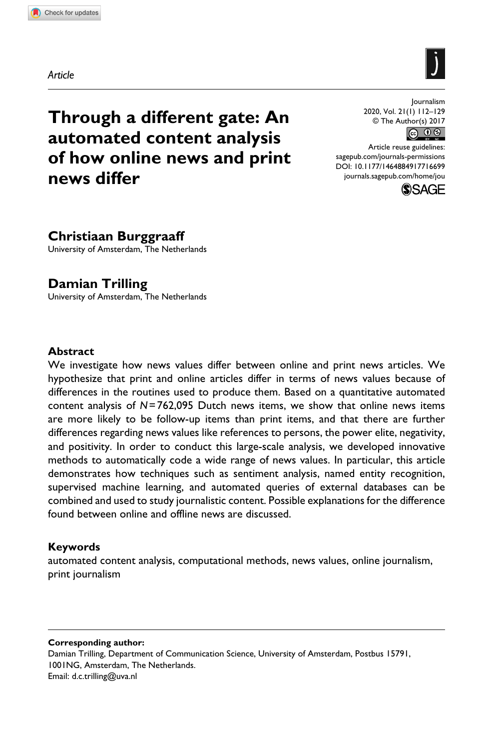Article

# Through a different gate: An automated content analysis of how online news and print news differ

**Christiaan Burggraaff**
University of Amsterdam, The Netherlands

**Damian Trilling**
University of Amsterdam, The Netherlands

## Abstract

We investigate how news values differ between online and print news articles. We hypothesize that print and online articles differ in terms of news values because of differences in the routines used to produce them. Based on a quantitative automated content analysis of $N = 762{,}095$ Dutch news items, we show that online news items are more likely to be follow-up items than print items, and that there are further differences regarding news values like references to persons, the power elite, negativity, and positivity. In order to conduct this large-scale analysis, we developed innovative methods to automatically code a wide range of news values. In particular, this article demonstrates how techniques such as sentiment analysis, named entity recognition, supervised machine learning, and automated queries of external databases can be combined and used to study journalistic content. Possible explanations for the difference found between online and offline news are discussed.

## Keywords

automated content analysis, computational methods, news values, online journalism, print journalism

**Corresponding author:**
Damian Trilling, Department of Communication Science, University of Amsterdam, Postbus 15791, 1001NG, Amsterdam, The Netherlands.
Email: d.c.trilling@uva.nl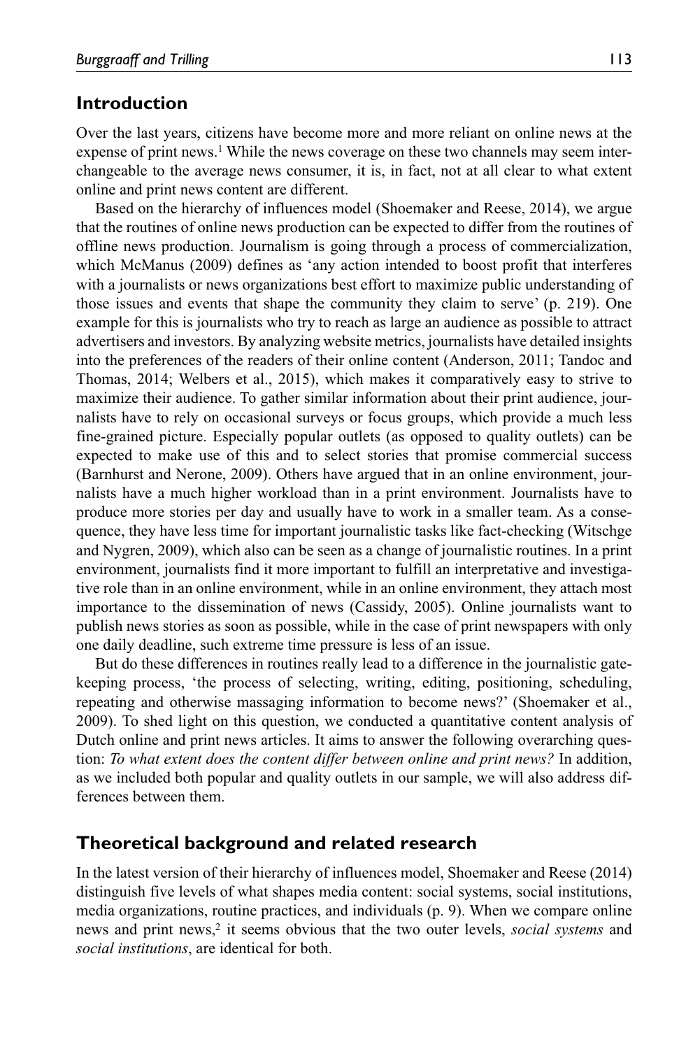## Introduction

Over the last years, citizens have become more and more reliant on online news at the expense of print news.[1] While the news coverage on these two channels may seem interchangeable to the average news consumer, it is, in fact, not at all clear to what extent online and print news content are different.

Based on the hierarchy of influences model (Shoemaker and Reese, 2014), we argue that the routines of online news production can be expected to differ from the routines of offline news production. Journalism is going through a process of commercialization, which McManus (2009) defines as 'any action intended to boost profit that interferes with a journalists or news organizations best effort to maximize public understanding of those issues and events that shape the community they claim to serve' (p. 219). One example for this is journalists who try to reach as large an audience as possible to attract advertisers and investors. By analyzing website metrics, journalists have detailed insights into the preferences of the readers of their online content (Anderson, 2011; Tandoc and Thomas, 2014; Welbers et al., 2015), which makes it comparatively easy to strive to maximize their audience. To gather similar information about their print audience, journalists have to rely on occasional surveys or focus groups, which provide a much less fine-grained picture. Especially popular outlets (as opposed to quality outlets) can be expected to make use of this and to select stories that promise commercial success (Barnhurst and Nerone, 2009). Others have argued that in an online environment, journalists have a much higher workload than in a print environment. Journalists have to produce more stories per day and usually have to work in a smaller team. As a consequence, they have less time for important journalistic tasks like fact-checking (Witschge and Nygren, 2009), which also can be seen as a change of journalistic routines. In a print environment, journalists find it more important to fulfill an interpretative and investigative role than in an online environment, while in an online environment, they attach most importance to the dissemination of news (Cassidy, 2005). Online journalists want to publish news stories as soon as possible, while in the case of print newspapers with only one daily deadline, such extreme time pressure is less of an issue.

But do these differences in routines really lead to a difference in the journalistic gatekeeping process, 'the process of selecting, writing, editing, positioning, scheduling, repeating and otherwise massaging information to become news?' (Shoemaker et al., 2009). To shed light on this question, we conducted a quantitative content analysis of Dutch online and print news articles. It aims to answer the following overarching question: *To what extent does the content differ between online and print news?* In addition, as we included both popular and quality outlets in our sample, we will also address differences between them.

## Theoretical background and related research

In the latest version of their hierarchy of influences model, Shoemaker and Reese (2014) distinguish five levels of what shapes media content: social systems, social institutions, media organizations, routine practices, and individuals (p. 9). When we compare online news and print news,[2] it seems obvious that the two outer levels, *social systems* and *social institutions*, are identical for both.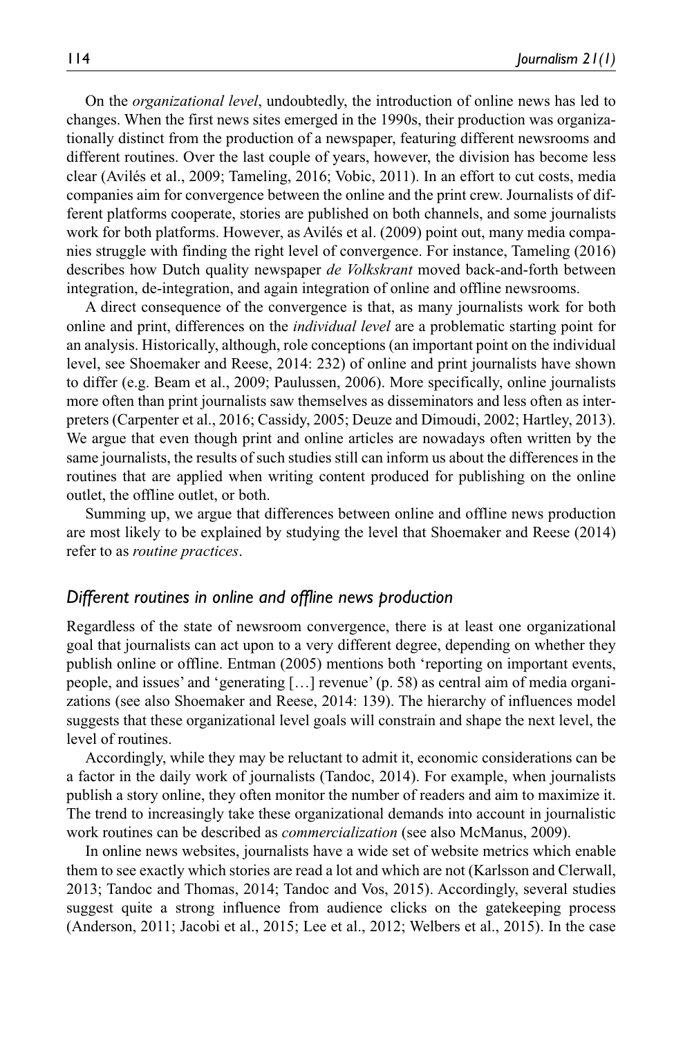On the *organizational level*, undoubtedly, the introduction of online news has led to changes. When the first news sites emerged in the 1990s, their production was organizationally distinct from the production of a newspaper, featuring different newsrooms and different routines. Over the last couple of years, however, the division has become less clear (Avilés et al., 2009; Tameling, 2016; Vobic, 2011). In an effort to cut costs, media companies aim for convergence between the online and the print crew. Journalists of different platforms cooperate, stories are published on both channels, and some journalists work for both platforms. However, as Avilés et al. (2009) point out, many media companies struggle with finding the right level of convergence. For instance, Tameling (2016) describes how Dutch quality newspaper *de Volkskrant* moved back-and-forth between integration, de-integration, and again integration of online and offline newsrooms.

A direct consequence of the convergence is that, as many journalists work for both online and print, differences on the *individual level* are a problematic starting point for an analysis. Historically, although, role conceptions (an important point on the individual level, see Shoemaker and Reese, 2014: 232) of online and print journalists have shown to differ (e.g. Beam et al., 2009; Paulussen, 2006). More specifically, online journalists more often than print journalists saw themselves as disseminators and less often as interpreters (Carpenter et al., 2016; Cassidy, 2005; Deuze and Dimoudi, 2002; Hartley, 2013). We argue that even though print and online articles are nowadays often written by the same journalists, the results of such studies still can inform us about the differences in the routines that are applied when writing content produced for publishing on the online outlet, the offline outlet, or both.

Summing up, we argue that differences between online and offline news production are most likely to be explained by studying the level that Shoemaker and Reese (2014) refer to as *routine practices*.

### *Different routines in online and offline news production*

Regardless of the state of newsroom convergence, there is at least one organizational goal that journalists can act upon to a very different degree, depending on whether they publish online or offline. Entman (2005) mentions both 'reporting on important events, people, and issues' and 'generating […] revenue' (p. 58) as central aim of media organizations (see also Shoemaker and Reese, 2014: 139). The hierarchy of influences model suggests that these organizational level goals will constrain and shape the next level, the level of routines.

Accordingly, while they may be reluctant to admit it, economic considerations can be a factor in the daily work of journalists (Tandoc, 2014). For example, when journalists publish a story online, they often monitor the number of readers and aim to maximize it. The trend to increasingly take these organizational demands into account in journalistic work routines can be described as *commercialization* (see also McManus, 2009).

In online news websites, journalists have a wide set of website metrics which enable them to see exactly which stories are read a lot and which are not (Karlsson and Clerwall, 2013; Tandoc and Thomas, 2014; Tandoc and Vos, 2015). Accordingly, several studies suggest quite a strong influence from audience clicks on the gatekeeping process (Anderson, 2011; Jacobi et al., 2015; Lee et al., 2012; Welbers et al., 2015). In the case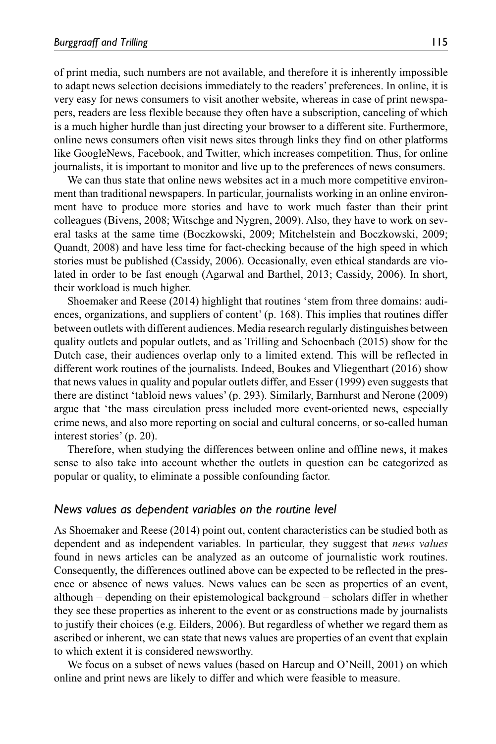of print media, such numbers are not available, and therefore it is inherently impossible to adapt news selection decisions immediately to the readers' preferences. In online, it is very easy for news consumers to visit another website, whereas in case of print newspapers, readers are less flexible because they often have a subscription, canceling of which is a much higher hurdle than just directing your browser to a different site. Furthermore, online news consumers often visit news sites through links they find on other platforms like GoogleNews, Facebook, and Twitter, which increases competition. Thus, for online journalists, it is important to monitor and live up to the preferences of news consumers.

We can thus state that online news websites act in a much more competitive environment than traditional newspapers. In particular, journalists working in an online environment have to produce more stories and have to work much faster than their print colleagues (Bivens, 2008; Witschge and Nygren, 2009). Also, they have to work on several tasks at the same time (Boczkowski, 2009; Mitchelstein and Boczkowski, 2009; Quandt, 2008) and have less time for fact-checking because of the high speed in which stories must be published (Cassidy, 2006). Occasionally, even ethical standards are violated in order to be fast enough (Agarwal and Barthel, 2013; Cassidy, 2006). In short, their workload is much higher.

Shoemaker and Reese (2014) highlight that routines 'stem from three domains: audiences, organizations, and suppliers of content' (p. 168). This implies that routines differ between outlets with different audiences. Media research regularly distinguishes between quality outlets and popular outlets, and as Trilling and Schoenbach (2015) show for the Dutch case, their audiences overlap only to a limited extend. This will be reflected in different work routines of the journalists. Indeed, Boukes and Vliegenthart (2016) show that news values in quality and popular outlets differ, and Esser (1999) even suggests that there are distinct 'tabloid news values' (p. 293). Similarly, Barnhurst and Nerone (2009) argue that 'the mass circulation press included more event-oriented news, especially crime news, and also more reporting on social and cultural concerns, or so-called human interest stories' (p. 20).

Therefore, when studying the differences between online and offline news, it makes sense to also take into account whether the outlets in question can be categorized as popular or quality, to eliminate a possible confounding factor.

### *News values as dependent variables on the routine level*

As Shoemaker and Reese (2014) point out, content characteristics can be studied both as dependent and as independent variables. In particular, they suggest that *news values* found in news articles can be analyzed as an outcome of journalistic work routines. Consequently, the differences outlined above can be expected to be reflected in the presence or absence of news values. News values can be seen as properties of an event, although – depending on their epistemological background – scholars differ in whether they see these properties as inherent to the event or as constructions made by journalists to justify their choices (e.g. Eilders, 2006). But regardless of whether we regard them as ascribed or inherent, we can state that news values are properties of an event that explain to which extent it is considered newsworthy.

We focus on a subset of news values (based on Harcup and O'Neill, 2001) on which online and print news are likely to differ and which were feasible to measure.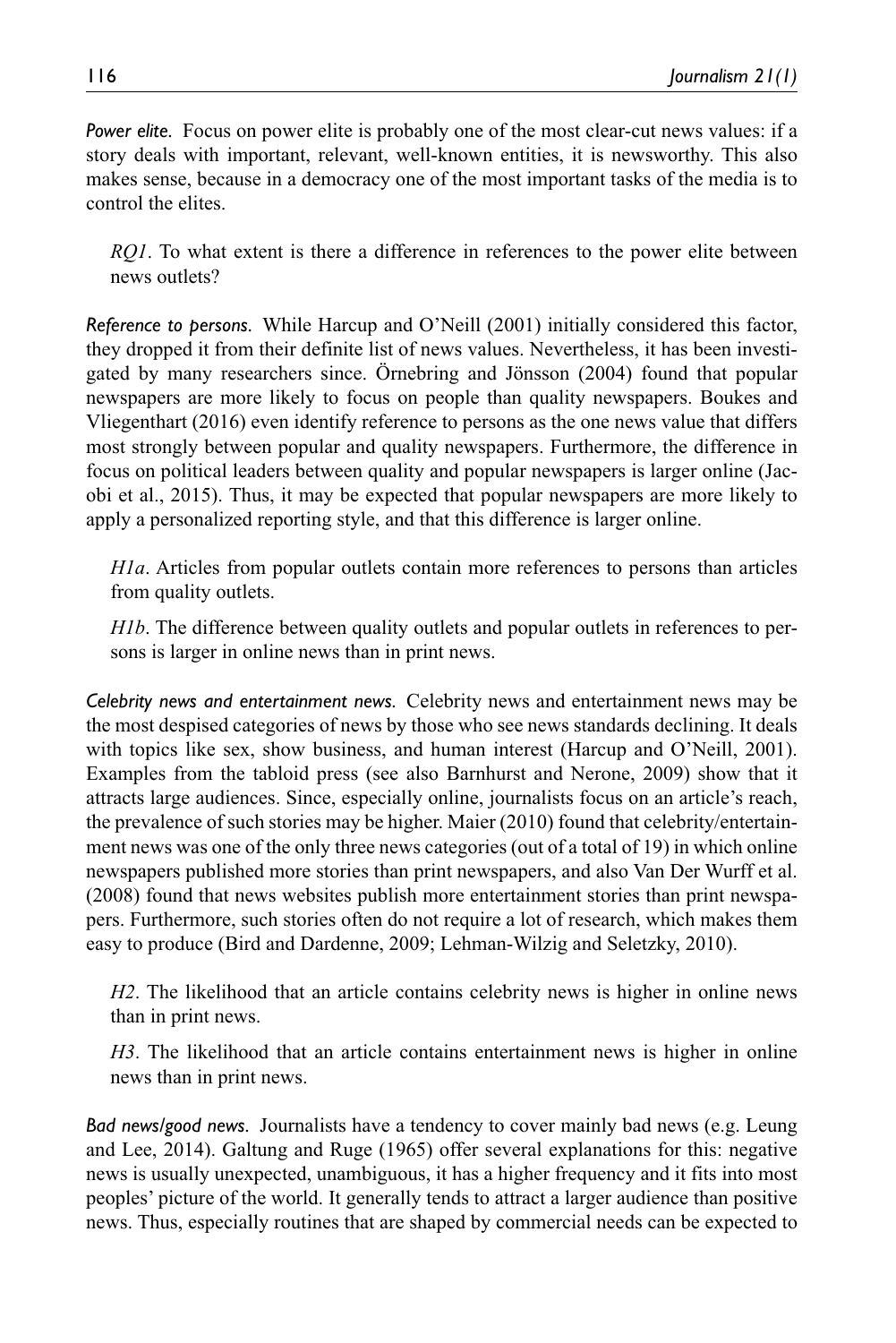*Power elite.* Focus on power elite is probably one of the most clear-cut news values: if a story deals with important, relevant, well-known entities, it is newsworthy. This also makes sense, because in a democracy one of the most important tasks of the media is to control the elites.

> *RQ1*. To what extent is there a difference in references to the power elite between news outlets?

*Reference to persons.* While Harcup and O'Neill (2001) initially considered this factor, they dropped it from their definite list of news values. Nevertheless, it has been investigated by many researchers since. Örnebring and Jönsson (2004) found that popular newspapers are more likely to focus on people than quality newspapers. Boukes and Vliegenthart (2016) even identify reference to persons as the one news value that differs most strongly between popular and quality newspapers. Furthermore, the difference in focus on political leaders between quality and popular newspapers is larger online (Jacobi et al., 2015). Thus, it may be expected that popular newspapers are more likely to apply a personalized reporting style, and that this difference is larger online.

> *H1a*. Articles from popular outlets contain more references to persons than articles from quality outlets.
>
> *H1b*. The difference between quality outlets and popular outlets in references to persons is larger in online news than in print news.

*Celebrity news and entertainment news.* Celebrity news and entertainment news may be the most despised categories of news by those who see news standards declining. It deals with topics like sex, show business, and human interest (Harcup and O'Neill, 2001). Examples from the tabloid press (see also Barnhurst and Nerone, 2009) show that it attracts large audiences. Since, especially online, journalists focus on an article's reach, the prevalence of such stories may be higher. Maier (2010) found that celebrity/entertainment news was one of the only three news categories (out of a total of 19) in which online newspapers published more stories than print newspapers, and also Van Der Wurff et al. (2008) found that news websites publish more entertainment stories than print newspapers. Furthermore, such stories often do not require a lot of research, which makes them easy to produce (Bird and Dardenne, 2009; Lehman-Wilzig and Seletzky, 2010).

> *H2*. The likelihood that an article contains celebrity news is higher in online news than in print news.
>
> *H3*. The likelihood that an article contains entertainment news is higher in online news than in print news.

*Bad news/good news.* Journalists have a tendency to cover mainly bad news (e.g. Leung and Lee, 2014). Galtung and Ruge (1965) offer several explanations for this: negative news is usually unexpected, unambiguous, it has a higher frequency and it fits into most peoples' picture of the world. It generally tends to attract a larger audience than positive news. Thus, especially routines that are shaped by commercial needs can be expected to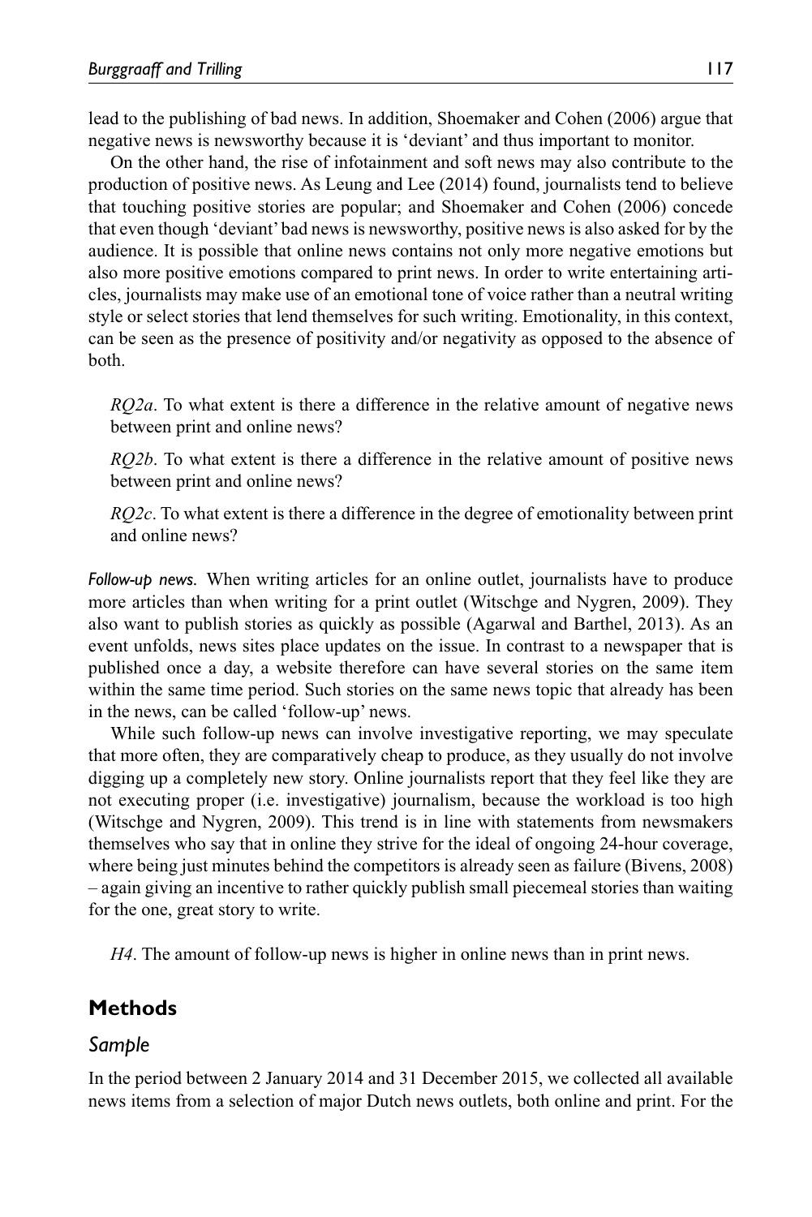lead to the publishing of bad news. In addition, Shoemaker and Cohen (2006) argue that negative news is newsworthy because it is 'deviant' and thus important to monitor.

On the other hand, the rise of infotainment and soft news may also contribute to the production of positive news. As Leung and Lee (2014) found, journalists tend to believe that touching positive stories are popular; and Shoemaker and Cohen (2006) concede that even though 'deviant' bad news is newsworthy, positive news is also asked for by the audience. It is possible that online news contains not only more negative emotions but also more positive emotions compared to print news. In order to write entertaining articles, journalists may make use of an emotional tone of voice rather than a neutral writing style or select stories that lend themselves for such writing. Emotionality, in this context, can be seen as the presence of positivity and/or negativity as opposed to the absence of both.

> *RQ2a*. To what extent is there a difference in the relative amount of negative news between print and online news?
>
> *RQ2b*. To what extent is there a difference in the relative amount of positive news between print and online news?
>
> *RQ2c*. To what extent is there a difference in the degree of emotionality between print and online news?

*Follow-up news.* When writing articles for an online outlet, journalists have to produce more articles than when writing for a print outlet (Witschge and Nygren, 2009). They also want to publish stories as quickly as possible (Agarwal and Barthel, 2013). As an event unfolds, news sites place updates on the issue. In contrast to a newspaper that is published once a day, a website therefore can have several stories on the same item within the same time period. Such stories on the same news topic that already has been in the news, can be called 'follow-up' news.

While such follow-up news can involve investigative reporting, we may speculate that more often, they are comparatively cheap to produce, as they usually do not involve digging up a completely new story. Online journalists report that they feel like they are not executing proper (i.e. investigative) journalism, because the workload is too high (Witschge and Nygren, 2009). This trend is in line with statements from newsmakers themselves who say that in online they strive for the ideal of ongoing 24-hour coverage, where being just minutes behind the competitors is already seen as failure (Bivens, 2008) – again giving an incentive to rather quickly publish small piecemeal stories than waiting for the one, great story to write.

> *H4*. The amount of follow-up news is higher in online news than in print news.

## Methods

### Sample

In the period between 2 January 2014 and 31 December 2015, we collected all available news items from a selection of major Dutch news outlets, both online and print. For the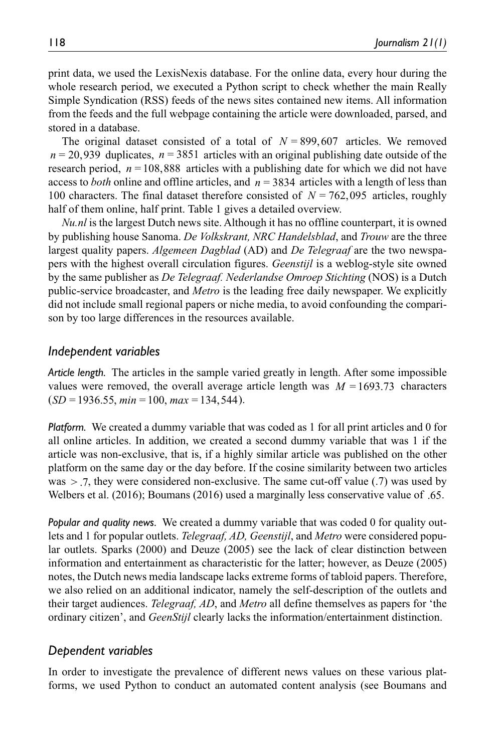print data, we used the LexisNexis database. For the online data, every hour during the whole research period, we executed a Python script to check whether the main Really Simple Syndication (RSS) feeds of the news sites contained new items. All information from the feeds and the full webpage containing the article were downloaded, parsed, and stored in a database.

The original dataset consisted of a total of $N = 899,607$ articles. We removed $n = 20,939$ duplicates, $n = 3851$ articles with an original publishing date outside of the research period, $n = 108,888$ articles with a publishing date for which we did not have access to *both* online and offline articles, and $n = 3834$ articles with a length of less than 100 characters. The final dataset therefore consisted of $N = 762,095$ articles, roughly half of them online, half print. Table 1 gives a detailed overview.

*Nu.nl* is the largest Dutch news site. Although it has no offline counterpart, it is owned by publishing house Sanoma. *De Volkskrant, NRC Handelsblad*, and *Trouw* are the three largest quality papers. *Algemeen Dagblad* (AD) and *De Telegraaf* are the two newspapers with the highest overall circulation figures. *Geenstijl* is a weblog-style site owned by the same publisher as *De Telegraaf. Nederlandse Omroep Stichting* (NOS) is a Dutch public-service broadcaster, and *Metro* is the leading free daily newspaper. We explicitly did not include small regional papers or niche media, to avoid confounding the comparison by too large differences in the resources available.

## *Independent variables*

***Article length.*** The articles in the sample varied greatly in length. After some impossible values were removed, the overall average article length was $M = 1693.73$ characters ($SD = 1936.55$, $min = 100$, $max = 134,544$).

***Platform.*** We created a dummy variable that was coded as 1 for all print articles and 0 for all online articles. In addition, we created a second dummy variable that was 1 if the article was non-exclusive, that is, if a highly similar article was published on the other platform on the same day or the day before. If the cosine similarity between two articles was $> .7$, they were considered non-exclusive. The same cut-off value (.7) was used by Welbers et al. (2016); Boumans (2016) used a marginally less conservative value of $.65$.

***Popular and quality news.*** We created a dummy variable that was coded 0 for quality outlets and 1 for popular outlets. *Telegraaf, AD, Geenstijl*, and *Metro* were considered popular outlets. Sparks (2000) and Deuze (2005) see the lack of clear distinction between information and entertainment as characteristic for the latter; however, as Deuze (2005) notes, the Dutch news media landscape lacks extreme forms of tabloid papers. Therefore, we also relied on an additional indicator, namely the self-description of the outlets and their target audiences. *Telegraaf, AD*, and *Metro* all define themselves as papers for 'the ordinary citizen', and *GeenStijl* clearly lacks the information/entertainment distinction.

## *Dependent variables*

In order to investigate the prevalence of different news values on these various platforms, we used Python to conduct an automated content analysis (see Boumans and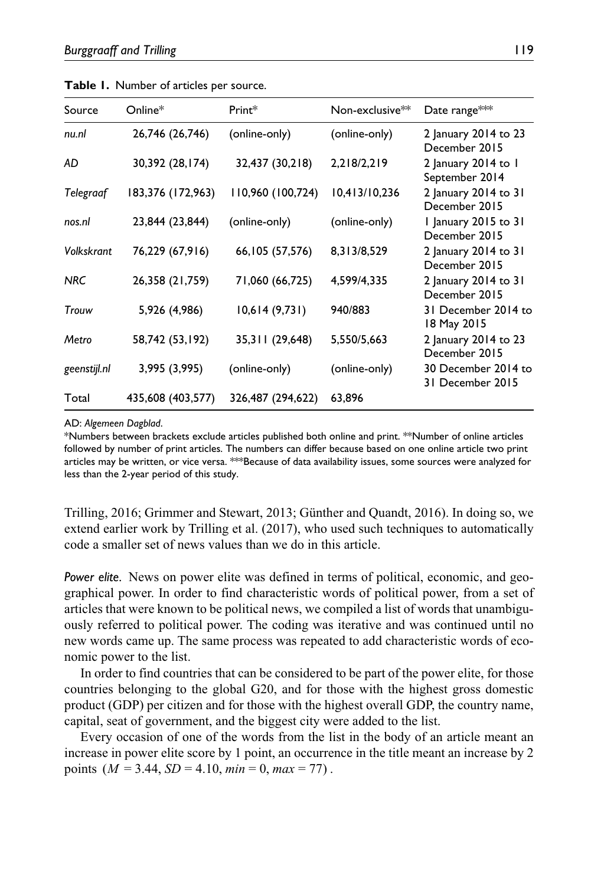**Table 1.** Number of articles per source.

| Source | Online* | Print* | Non-exclusive** | Date range*** |
|---|---|---|---|---|
| *nu.nl* | 26,746 (26,746) | (online-only) | (online-only) | 2 January 2014 to 23 December 2015 |
| *AD* | 30,392 (28,174) | 32,437 (30,218) | 2,218/2,219 | 2 January 2014 to 1 September 2014 |
| *Telegraaf* | 183,376 (172,963) | 110,960 (100,724) | 10,413/10,236 | 2 January 2014 to 31 December 2015 |
| *nos.nl* | 23,844 (23,844) | (online-only) | (online-only) | 1 January 2015 to 31 December 2015 |
| *Volkskrant* | 76,229 (67,916) | 66,105 (57,576) | 8,313/8,529 | 2 January 2014 to 31 December 2015 |
| *NRC* | 26,358 (21,759) | 71,060 (66,725) | 4,599/4,335 | 2 January 2014 to 31 December 2015 |
| *Trouw* | 5,926 (4,986) | 10,614 (9,731) | 940/883 | 31 December 2014 to 18 May 2015 |
| *Metro* | 58,742 (53,192) | 35,311 (29,648) | 5,550/5,663 | 2 January 2014 to 23 December 2015 |
| *geenstijl.nl* | 3,995 (3,995) | (online-only) | (online-only) | 30 December 2014 to 31 December 2015 |
| Total | 435,608 (403,577) | 326,487 (294,622) | 63,896 | |

AD: *Algemeen Dagblad*.

*Numbers between brackets exclude articles published both online and print. **Number of online articles followed by number of print articles. The numbers can differ because based on one online article two print articles may be written, or vice versa. ***Because of data availability issues, some sources were analyzed for less than the 2-year period of this study.

Trilling, 2016; Grimmer and Stewart, 2013; Günther and Quandt, 2016). In doing so, we extend earlier work by Trilling et al. (2017), who used such techniques to automatically code a smaller set of news values than we do in this article.

*Power elite.* News on power elite was defined in terms of political, economic, and geographical power. In order to find characteristic words of political power, from a set of articles that were known to be political news, we compiled a list of words that unambiguously referred to political power. The coding was iterative and was continued until no new words came up. The same process was repeated to add characteristic words of economic power to the list.

In order to find countries that can be considered to be part of the power elite, for those countries belonging to the global G20, and for those with the highest gross domestic product (GDP) per citizen and for those with the highest overall GDP, the country name, capital, seat of government, and the biggest city were added to the list.

Every occasion of one of the words from the list in the body of an article meant an increase in power elite score by 1 point, an occurrence in the title meant an increase by 2 points $(M = 3.44, SD = 4.10, min = 0, max = 77)$.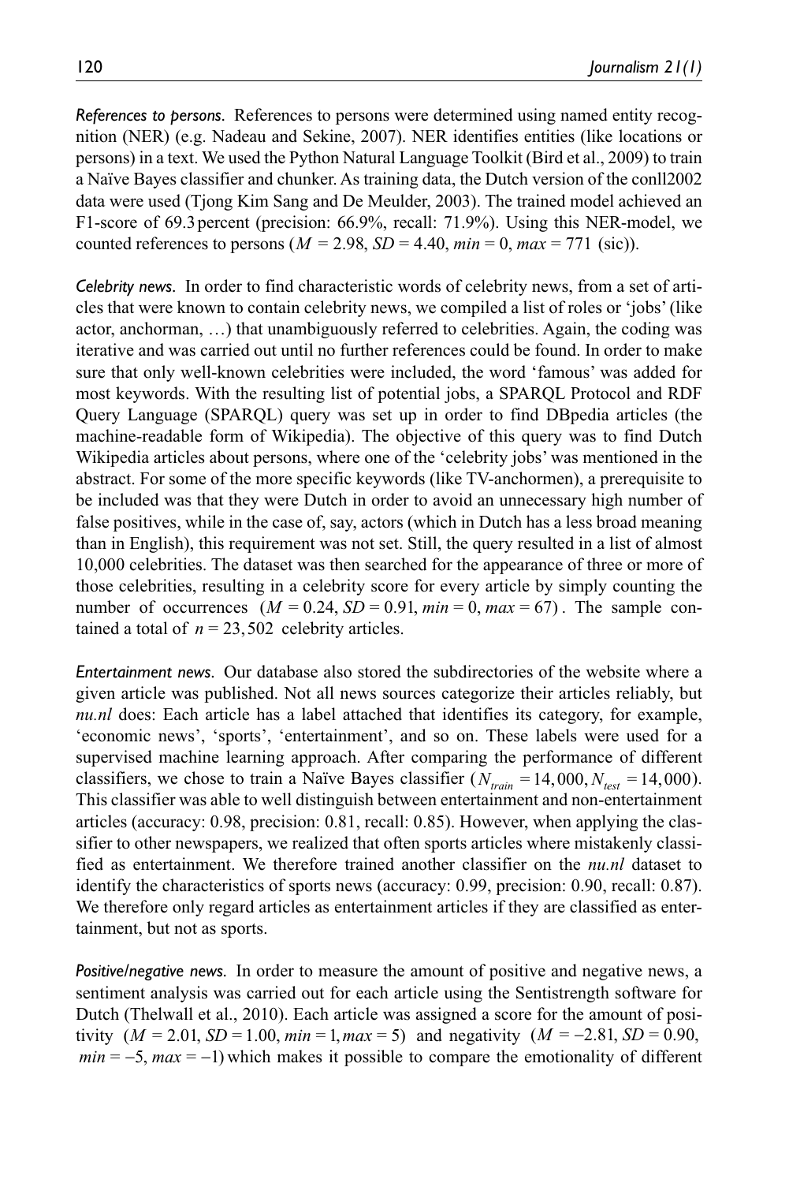*References to persons.* References to persons were determined using named entity recognition (NER) (e.g. Nadeau and Sekine, 2007). NER identifies entities (like locations or persons) in a text. We used the Python Natural Language Toolkit (Bird et al., 2009) to train a Naïve Bayes classifier and chunker. As training data, the Dutch version of the conll2002 data were used (Tjong Kim Sang and De Meulder, 2003). The trained model achieved an F1-score of 69.3 percent (precision: 66.9%, recall: 71.9%). Using this NER-model, we counted references to persons ($M = 2.98$, $SD = 4.40$, $min = 0$, $max = 771$ (sic)).

*Celebrity news.* In order to find characteristic words of celebrity news, from a set of articles that were known to contain celebrity news, we compiled a list of roles or 'jobs' (like actor, anchorman, …) that unambiguously referred to celebrities. Again, the coding was iterative and was carried out until no further references could be found. In order to make sure that only well-known celebrities were included, the word 'famous' was added for most keywords. With the resulting list of potential jobs, a SPARQL Protocol and RDF Query Language (SPARQL) query was set up in order to find DBpedia articles (the machine-readable form of Wikipedia). The objective of this query was to find Dutch Wikipedia articles about persons, where one of the 'celebrity jobs' was mentioned in the abstract. For some of the more specific keywords (like TV-anchormen), a prerequisite to be included was that they were Dutch in order to avoid an unnecessary high number of false positives, while in the case of, say, actors (which in Dutch has a less broad meaning than in English), this requirement was not set. Still, the query resulted in a list of almost 10,000 celebrities. The dataset was then searched for the appearance of three or more of those celebrities, resulting in a celebrity score for every article by simply counting the number of occurrences ($M = 0.24$, $SD = 0.91$, $min = 0$, $max = 67$). The sample contained a total of $n = 23,502$ celebrity articles.

*Entertainment news.* Our database also stored the subdirectories of the website where a given article was published. Not all news sources categorize their articles reliably, but *nu.nl* does: Each article has a label attached that identifies its category, for example, 'economic news', 'sports', 'entertainment', and so on. These labels were used for a supervised machine learning approach. After comparing the performance of different classifiers, we chose to train a Naïve Bayes classifier ($N_{train} = 14,000$, $N_{test} = 14,000$). This classifier was able to well distinguish between entertainment and non-entertainment articles (accuracy: 0.98, precision: 0.81, recall: 0.85). However, when applying the classifier to other newspapers, we realized that often sports articles where mistakenly classified as entertainment. We therefore trained another classifier on the *nu.nl* dataset to identify the characteristics of sports news (accuracy: 0.99, precision: 0.90, recall: 0.87). We therefore only regard articles as entertainment articles if they are classified as entertainment, but not as sports.

*Positive/negative news.* In order to measure the amount of positive and negative news, a sentiment analysis was carried out for each article using the Sentistrength software for Dutch (Thelwall et al., 2010). Each article was assigned a score for the amount of positivity ($M = 2.01$, $SD = 1.00$, $min = 1$, $max = 5$) and negativity ($M = -2.81$, $SD = 0.90$, $min = -5$, $max = -1$) which makes it possible to compare the emotionality of different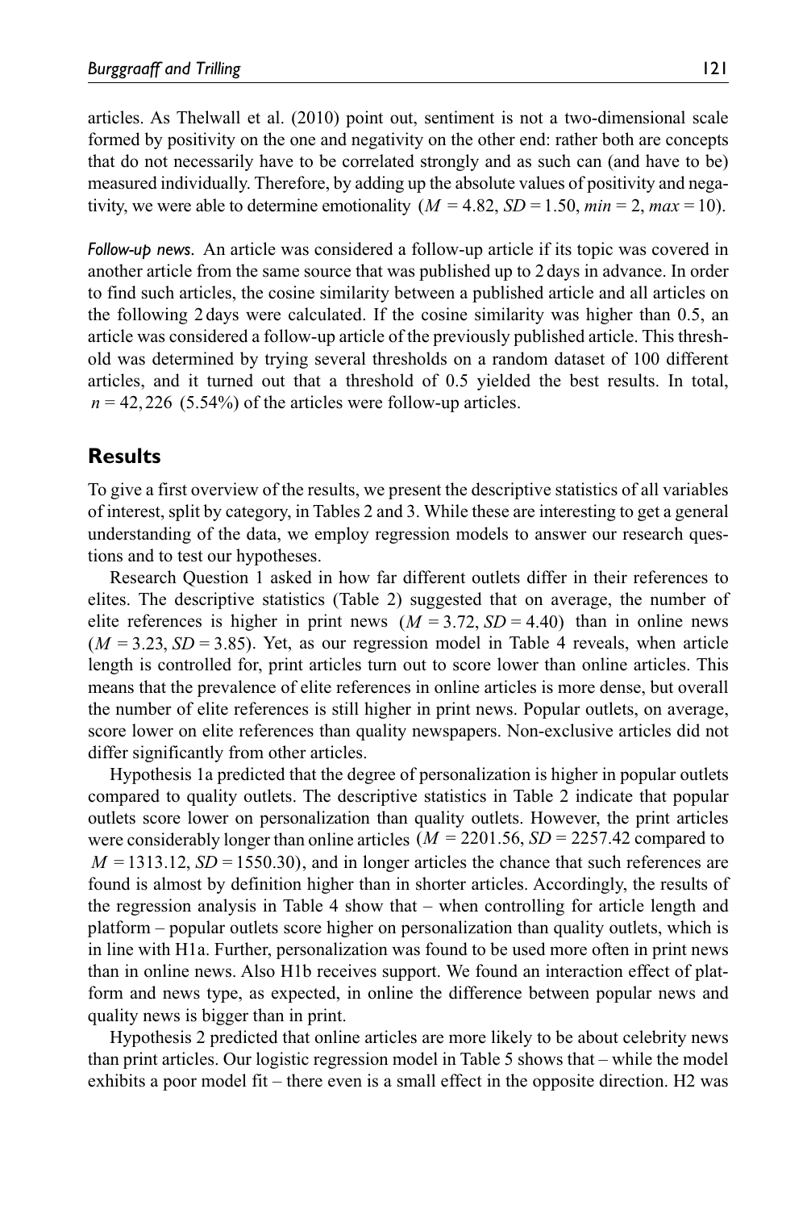articles. As Thelwall et al. (2010) point out, sentiment is not a two-dimensional scale formed by positivity on the one and negativity on the other end: rather both are concepts that do not necessarily have to be correlated strongly and as such can (and have to be) measured individually. Therefore, by adding up the absolute values of positivity and negativity, we were able to determine emotionality $(M = 4.82, SD = 1.50, min = 2, max = 10)$.

*Follow-up news*. An article was considered a follow-up article if its topic was covered in another article from the same source that was published up to 2 days in advance. In order to find such articles, the cosine similarity between a published article and all articles on the following 2 days were calculated. If the cosine similarity was higher than 0.5, an article was considered a follow-up article of the previously published article. This threshold was determined by trying several thresholds on a random dataset of 100 different articles, and it turned out that a threshold of 0.5 yielded the best results. In total, $n = 42,226$ (5.54%) of the articles were follow-up articles.

## Results

To give a first overview of the results, we present the descriptive statistics of all variables of interest, split by category, in Tables 2 and 3. While these are interesting to get a general understanding of the data, we employ regression models to answer our research questions and to test our hypotheses.

Research Question 1 asked in how far different outlets differ in their references to elites. The descriptive statistics (Table 2) suggested that on average, the number of elite references is higher in print news $(M = 3.72, SD = 4.40)$ than in online news $(M = 3.23, SD = 3.85)$. Yet, as our regression model in Table 4 reveals, when article length is controlled for, print articles turn out to score lower than online articles. This means that the prevalence of elite references in online articles is more dense, but overall the number of elite references is still higher in print news. Popular outlets, on average, score lower on elite references than quality newspapers. Non-exclusive articles did not differ significantly from other articles.

Hypothesis 1a predicted that the degree of personalization is higher in popular outlets compared to quality outlets. The descriptive statistics in Table 2 indicate that popular outlets score lower on personalization than quality outlets. However, the print articles were considerably longer than online articles $(M = 2201.56, SD = 2257.42$ compared to $M = 1313.12, SD = 1550.30)$, and in longer articles the chance that such references are found is almost by definition higher than in shorter articles. Accordingly, the results of the regression analysis in Table 4 show that – when controlling for article length and platform – popular outlets score higher on personalization than quality outlets, which is in line with H1a. Further, personalization was found to be used more often in print news than in online news. Also H1b receives support. We found an interaction effect of platform and news type, as expected, in online the difference between popular news and quality news is bigger than in print.

Hypothesis 2 predicted that online articles are more likely to be about celebrity news than print articles. Our logistic regression model in Table 5 shows that – while the model exhibits a poor model fit – there even is a small effect in the opposite direction. H2 was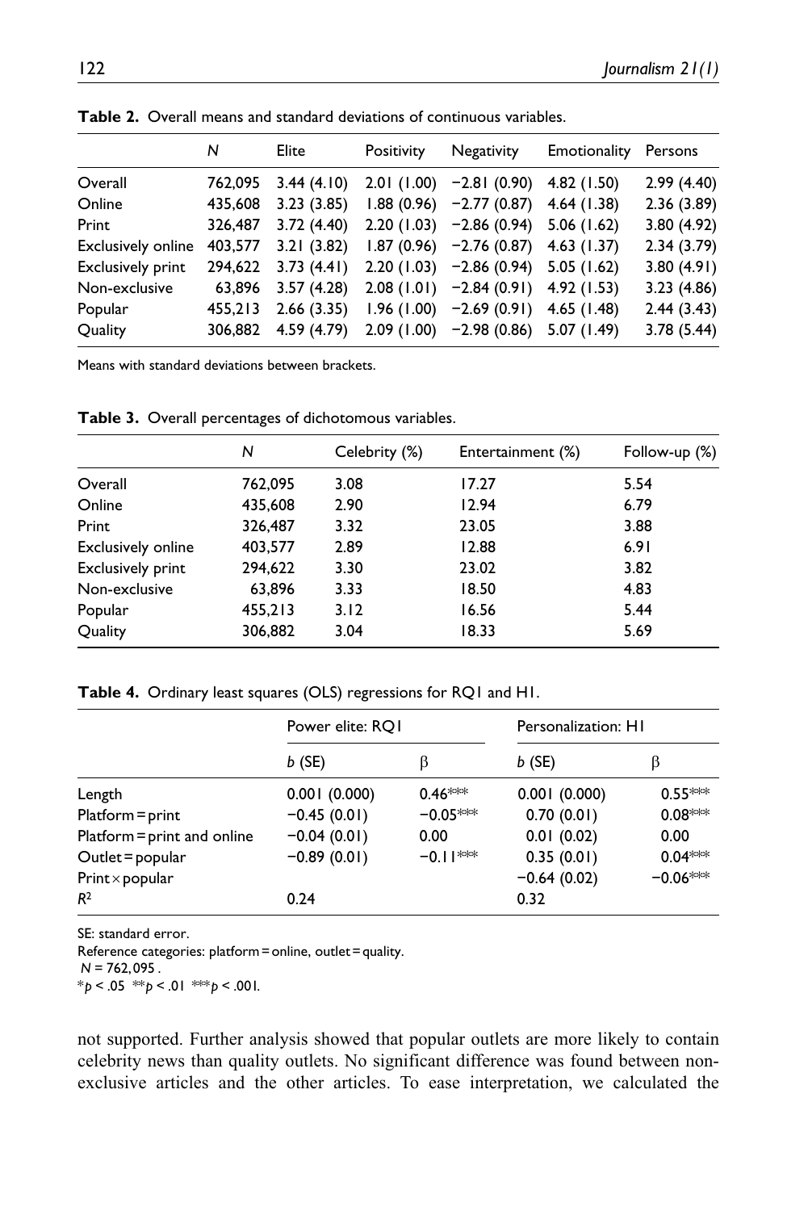**Table 2.** Overall means and standard deviations of continuous variables.

| | *N* | Elite | Positivity | Negativity | Emotionality | Persons |
|---|---|---|---|---|---|---|
| Overall | 762,095 | 3.44 (4.10) | 2.01 (1.00) | −2.81 (0.90) | 4.82 (1.50) | 2.99 (4.40) |
| Online | 435,608 | 3.23 (3.85) | 1.88 (0.96) | −2.77 (0.87) | 4.64 (1.38) | 2.36 (3.89) |
| Print | 326,487 | 3.72 (4.40) | 2.20 (1.03) | −2.86 (0.94) | 5.06 (1.62) | 3.80 (4.92) |
| Exclusively online | 403,577 | 3.21 (3.82) | 1.87 (0.96) | −2.76 (0.87) | 4.63 (1.37) | 2.34 (3.79) |
| Exclusively print | 294,622 | 3.73 (4.41) | 2.20 (1.03) | −2.86 (0.94) | 5.05 (1.62) | 3.80 (4.91) |
| Non-exclusive | 63,896 | 3.57 (4.28) | 2.08 (1.01) | −2.84 (0.91) | 4.92 (1.53) | 3.23 (4.86) |
| Popular | 455,213 | 2.66 (3.35) | 1.96 (1.00) | −2.69 (0.91) | 4.65 (1.48) | 2.44 (3.43) |
| Quality | 306,882 | 4.59 (4.79) | 2.09 (1.00) | −2.98 (0.86) | 5.07 (1.49) | 3.78 (5.44) |

Means with standard deviations between brackets.

**Table 3.** Overall percentages of dichotomous variables.

| | *N* | Celebrity (%) | Entertainment (%) | Follow-up (%) |
|---|---|---|---|---|
| Overall | 762,095 | 3.08 | 17.27 | 5.54 |
| Online | 435,608 | 2.90 | 12.94 | 6.79 |
| Print | 326,487 | 3.32 | 23.05 | 3.88 |
| Exclusively online | 403,577 | 2.89 | 12.88 | 6.91 |
| Exclusively print | 294,622 | 3.30 | 23.02 | 3.82 |
| Non-exclusive | 63,896 | 3.33 | 18.50 | 4.83 |
| Popular | 455,213 | 3.12 | 16.56 | 5.44 |
| Quality | 306,882 | 3.04 | 18.33 | 5.69 |

**Table 4.** Ordinary least squares (OLS) regressions for RQ1 and H1.

| | Power elite: RQ1 | | Personalization: H1 | |
|---|---|---|---|---|
| | *b* (SE) | β | *b* (SE) | β |
| Length | 0.001 (0.000) | 0.46*** | 0.001 (0.000) | 0.55*** |
| Platform = print | −0.45 (0.01) | −0.05*** | 0.70 (0.01) | 0.08*** |
| Platform = print and online | −0.04 (0.01) | 0.00 | 0.01 (0.02) | 0.00 |
| Outlet = popular | −0.89 (0.01) | −0.11*** | 0.35 (0.01) | 0.04*** |
| Print × popular | | | −0.64 (0.02) | −0.06*** |
| $R^2$ | 0.24 | | 0.32 | |

SE: standard error.
Reference categories: platform = online, outlet = quality.
$N = 762,095$.
*$p < .05$ **$p < .01$ ***$p < .001$.

not supported. Further analysis showed that popular outlets are more likely to contain celebrity news than quality outlets. No significant difference was found between non-exclusive articles and the other articles. To ease interpretation, we calculated the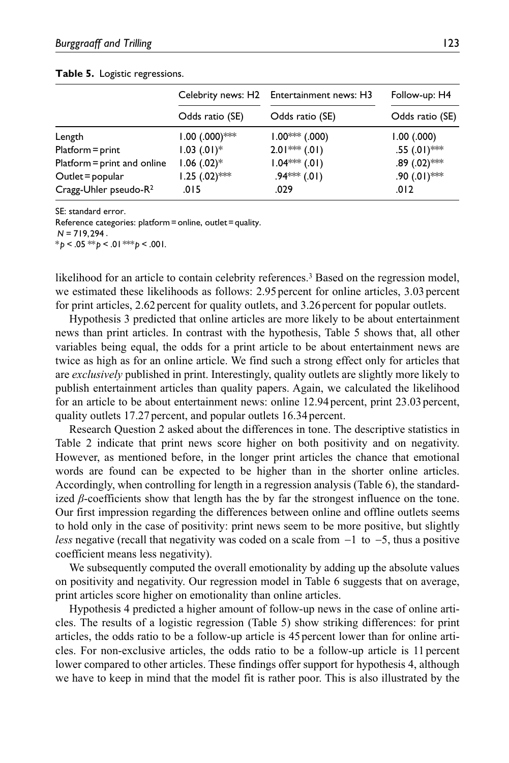**Table 5.** Logistic regressions.

| | Celebrity news: H2 | Entertainment news: H3 | Follow-up: H4 |
|---|---|---|---|
| | Odds ratio (SE) | Odds ratio (SE) | Odds ratio (SE) |
| Length | 1.00 (.000)*** | 1.00*** (.000) | 1.00 (.000) |
| Platform = print | 1.03 (.01)* | 2.01*** (.01) | .55 (.01)*** |
| Platform = print and online | 1.06 (.02)* | 1.04*** (.01) | .89 (.02)*** |
| Outlet = popular | 1.25 (.02)*** | .94*** (.01) | .90 (.01)*** |
| Cragg-Uhler pseudo-$R^2$ | .015 | .029 | .012 |

SE: standard error.
Reference categories: platform = online, outlet = quality.
$N = 719,294$.
*$p < .05$ **$p < .01$ ***$p < .001$.

likelihood for an article to contain celebrity references.[3] Based on the regression model, we estimated these likelihoods as follows: 2.95 percent for online articles, 3.03 percent for print articles, 2.62 percent for quality outlets, and 3.26 percent for popular outlets.

Hypothesis 3 predicted that online articles are more likely to be about entertainment news than print articles. In contrast with the hypothesis, Table 5 shows that, all other variables being equal, the odds for a print article to be about entertainment news are twice as high as for an online article. We find such a strong effect only for articles that are *exclusively* published in print. Interestingly, quality outlets are slightly more likely to publish entertainment articles than quality papers. Again, we calculated the likelihood for an article to be about entertainment news: online 12.94 percent, print 23.03 percent, quality outlets 17.27 percent, and popular outlets 16.34 percent.

Research Question 2 asked about the differences in tone. The descriptive statistics in Table 2 indicate that print news score higher on both positivity and on negativity. However, as mentioned before, in the longer print articles the chance that emotional words are found can be expected to be higher than in the shorter online articles. Accordingly, when controlling for length in a regression analysis (Table 6), the standardized $\beta$-coefficients show that length has the by far the strongest influence on the tone. Our first impression regarding the differences between online and offline outlets seems to hold only in the case of positivity: print news seem to be more positive, but slightly *less* negative (recall that negativity was coded on a scale from $-1$ to $-5$, thus a positive coefficient means less negativity).

We subsequently computed the overall emotionality by adding up the absolute values on positivity and negativity. Our regression model in Table 6 suggests that on average, print articles score higher on emotionality than online articles.

Hypothesis 4 predicted a higher amount of follow-up news in the case of online articles. The results of a logistic regression (Table 5) show striking differences: for print articles, the odds ratio to be a follow-up article is 45 percent lower than for online articles. For non-exclusive articles, the odds ratio to be a follow-up article is 11 percent lower compared to other articles. These findings offer support for hypothesis 4, although we have to keep in mind that the model fit is rather poor. This is also illustrated by the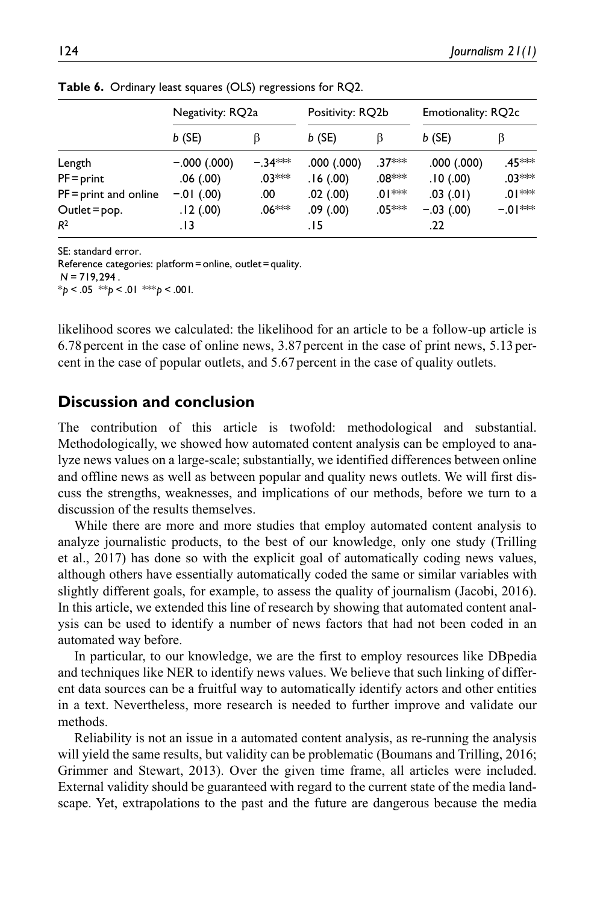**Table 6.** Ordinary least squares (OLS) regressions for RQ2.

| | Negativity: RQ2a | | Positivity: RQ2b | | Emotionality: RQ2c | |
|---|---|---|---|---|---|---|
| | *b* (SE) | β | *b* (SE) | β | *b* (SE) | β |
| Length | −.000 (.000) | −.34*** | .000 (.000) | .37*** | .000 (.000) | .45*** |
| PF = print | .06 (.00) | .03*** | .16 (.00) | .08*** | .10 (.00) | .03*** |
| PF = print and online | −.01 (.00) | .00 | .02 (.00) | .01*** | .03 (.01) | .01*** |
| Outlet = pop. | .12 (.00) | .06*** | .09 (.00) | .05*** | −.03 (.00) | −.01*** |
| $R^2$ | .13 | | .15 | | .22 | |

SE: standard error.
Reference categories: platform = online, outlet = quality.
*N* = 719,294.
\**p* < .05 \*\**p* < .01 \*\*\**p* < .001.

likelihood scores we calculated: the likelihood for an article to be a follow-up article is 6.78 percent in the case of online news, 3.87 percent in the case of print news, 5.13 percent in the case of popular outlets, and 5.67 percent in the case of quality outlets.

## Discussion and conclusion

The contribution of this article is twofold: methodological and substantial. Methodologically, we showed how automated content analysis can be employed to analyze news values on a large-scale; substantially, we identified differences between online and offline news as well as between popular and quality news outlets. We will first discuss the strengths, weaknesses, and implications of our methods, before we turn to a discussion of the results themselves.

While there are more and more studies that employ automated content analysis to analyze journalistic products, to the best of our knowledge, only one study (Trilling et al., 2017) has done so with the explicit goal of automatically coding news values, although others have essentially automatically coded the same or similar variables with slightly different goals, for example, to assess the quality of journalism (Jacobi, 2016). In this article, we extended this line of research by showing that automated content analysis can be used to identify a number of news factors that had not been coded in an automated way before.

In particular, to our knowledge, we are the first to employ resources like DBpedia and techniques like NER to identify news values. We believe that such linking of different data sources can be a fruitful way to automatically identify actors and other entities in a text. Nevertheless, more research is needed to further improve and validate our methods.

Reliability is not an issue in a automated content analysis, as re-running the analysis will yield the same results, but validity can be problematic (Boumans and Trilling, 2016; Grimmer and Stewart, 2013). Over the given time frame, all articles were included. External validity should be guaranteed with regard to the current state of the media landscape. Yet, extrapolations to the past and the future are dangerous because the media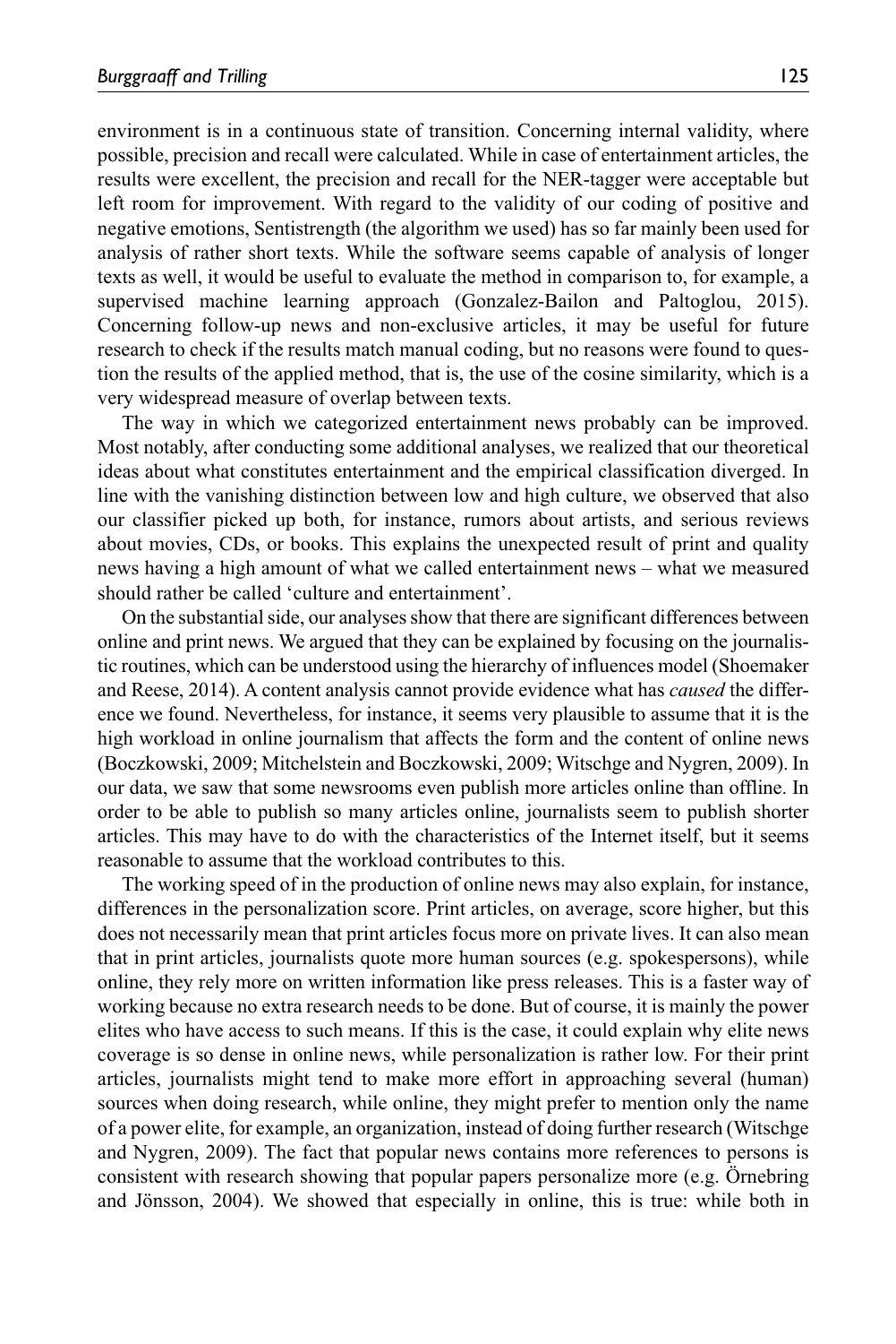environment is in a continuous state of transition. Concerning internal validity, where possible, precision and recall were calculated. While in case of entertainment articles, the results were excellent, the precision and recall for the NER-tagger were acceptable but left room for improvement. With regard to the validity of our coding of positive and negative emotions, Sentistrength (the algorithm we used) has so far mainly been used for analysis of rather short texts. While the software seems capable of analysis of longer texts as well, it would be useful to evaluate the method in comparison to, for example, a supervised machine learning approach (Gonzalez-Bailon and Paltoglou, 2015). Concerning follow-up news and non-exclusive articles, it may be useful for future research to check if the results match manual coding, but no reasons were found to question the results of the applied method, that is, the use of the cosine similarity, which is a very widespread measure of overlap between texts.

The way in which we categorized entertainment news probably can be improved. Most notably, after conducting some additional analyses, we realized that our theoretical ideas about what constitutes entertainment and the empirical classification diverged. In line with the vanishing distinction between low and high culture, we observed that also our classifier picked up both, for instance, rumors about artists, and serious reviews about movies, CDs, or books. This explains the unexpected result of print and quality news having a high amount of what we called entertainment news – what we measured should rather be called 'culture and entertainment'.

On the substantial side, our analyses show that there are significant differences between online and print news. We argued that they can be explained by focusing on the journalistic routines, which can be understood using the hierarchy of influences model (Shoemaker and Reese, 2014). A content analysis cannot provide evidence what has *caused* the difference we found. Nevertheless, for instance, it seems very plausible to assume that it is the high workload in online journalism that affects the form and the content of online news (Boczkowski, 2009; Mitchelstein and Boczkowski, 2009; Witschge and Nygren, 2009). In our data, we saw that some newsrooms even publish more articles online than offline. In order to be able to publish so many articles online, journalists seem to publish shorter articles. This may have to do with the characteristics of the Internet itself, but it seems reasonable to assume that the workload contributes to this.

The working speed of in the production of online news may also explain, for instance, differences in the personalization score. Print articles, on average, score higher, but this does not necessarily mean that print articles focus more on private lives. It can also mean that in print articles, journalists quote more human sources (e.g. spokespersons), while online, they rely more on written information like press releases. This is a faster way of working because no extra research needs to be done. But of course, it is mainly the power elites who have access to such means. If this is the case, it could explain why elite news coverage is so dense in online news, while personalization is rather low. For their print articles, journalists might tend to make more effort in approaching several (human) sources when doing research, while online, they might prefer to mention only the name of a power elite, for example, an organization, instead of doing further research (Witschge and Nygren, 2009). The fact that popular news contains more references to persons is consistent with research showing that popular papers personalize more (e.g. Örnebring and Jönsson, 2004). We showed that especially in online, this is true: while both in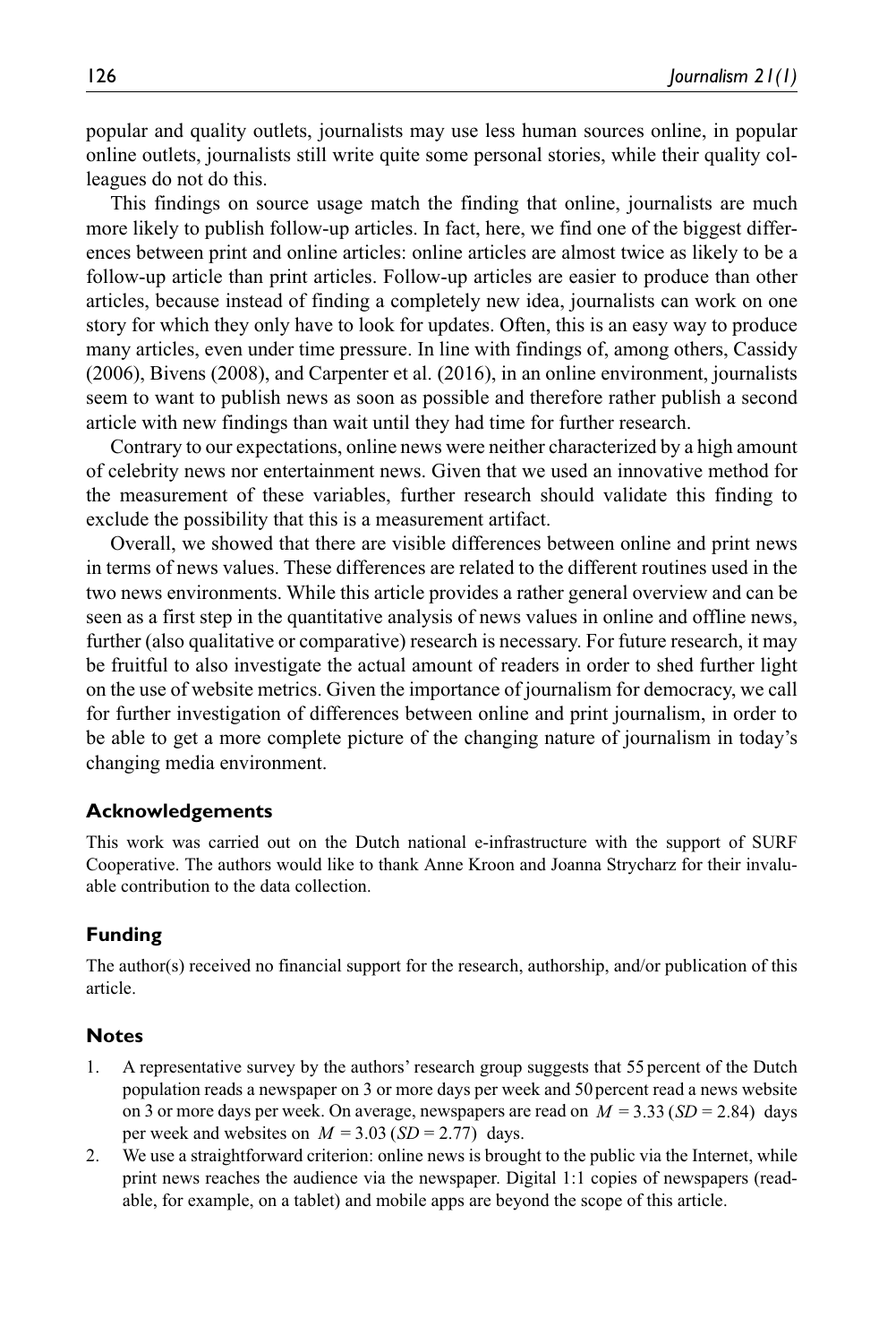popular and quality outlets, journalists may use less human sources online, in popular online outlets, journalists still write quite some personal stories, while their quality colleagues do not do this.

This findings on source usage match the finding that online, journalists are much more likely to publish follow-up articles. In fact, here, we find one of the biggest differences between print and online articles: online articles are almost twice as likely to be a follow-up article than print articles. Follow-up articles are easier to produce than other articles, because instead of finding a completely new idea, journalists can work on one story for which they only have to look for updates. Often, this is an easy way to produce many articles, even under time pressure. In line with findings of, among others, Cassidy (2006), Bivens (2008), and Carpenter et al. (2016), in an online environment, journalists seem to want to publish news as soon as possible and therefore rather publish a second article with new findings than wait until they had time for further research.

Contrary to our expectations, online news were neither characterized by a high amount of celebrity news nor entertainment news. Given that we used an innovative method for the measurement of these variables, further research should validate this finding to exclude the possibility that this is a measurement artifact.

Overall, we showed that there are visible differences between online and print news in terms of news values. These differences are related to the different routines used in the two news environments. While this article provides a rather general overview and can be seen as a first step in the quantitative analysis of news values in online and offline news, further (also qualitative or comparative) research is necessary. For future research, it may be fruitful to also investigate the actual amount of readers in order to shed further light on the use of website metrics. Given the importance of journalism for democracy, we call for further investigation of differences between online and print journalism, in order to be able to get a more complete picture of the changing nature of journalism in today's changing media environment.

### Acknowledgements

This work was carried out on the Dutch national e-infrastructure with the support of SURF Cooperative. The authors would like to thank Anne Kroon and Joanna Strycharz for their invaluable contribution to the data collection.

### Funding

The author(s) received no financial support for the research, authorship, and/or publication of this article.

### Notes

1. A representative survey by the authors' research group suggests that 55 percent of the Dutch population reads a newspaper on 3 or more days per week and 50 percent read a news website on 3 or more days per week. On average, newspapers are read on $M = 3.33$ ($SD = 2.84$) days per week and websites on $M = 3.03$ ($SD = 2.77$) days.
2. We use a straightforward criterion: online news is brought to the public via the Internet, while print news reaches the audience via the newspaper. Digital 1:1 copies of newspapers (readable, for example, on a tablet) and mobile apps are beyond the scope of this article.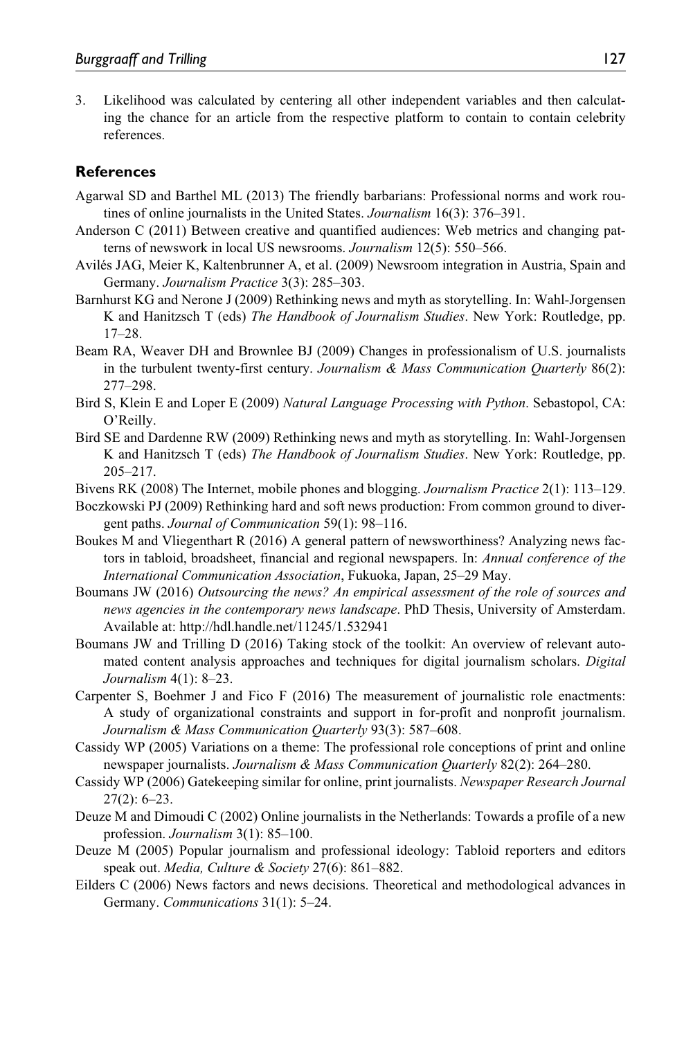3. Likelihood was calculated by centering all other independent variables and then calculating the chance for an article from the respective platform to contain to contain celebrity references.

## References

Agarwal SD and Barthel ML (2013) The friendly barbarians: Professional norms and work routines of online journalists in the United States. *Journalism* 16(3): 376–391.

Anderson C (2011) Between creative and quantified audiences: Web metrics and changing patterns of newswork in local US newsrooms. *Journalism* 12(5): 550–566.

Avilés JAG, Meier K, Kaltenbrunner A, et al. (2009) Newsroom integration in Austria, Spain and Germany. *Journalism Practice* 3(3): 285–303.

Barnhurst KG and Nerone J (2009) Rethinking news and myth as storytelling. In: Wahl-Jorgensen K and Hanitzsch T (eds) *The Handbook of Journalism Studies*. New York: Routledge, pp. 17–28.

Beam RA, Weaver DH and Brownlee BJ (2009) Changes in professionalism of U.S. journalists in the turbulent twenty-first century. *Journalism & Mass Communication Quarterly* 86(2): 277–298.

Bird S, Klein E and Loper E (2009) *Natural Language Processing with Python*. Sebastopol, CA: O'Reilly.

Bird SE and Dardenne RW (2009) Rethinking news and myth as storytelling. In: Wahl-Jorgensen K and Hanitzsch T (eds) *The Handbook of Journalism Studies*. New York: Routledge, pp. 205–217.

Bivens RK (2008) The Internet, mobile phones and blogging. *Journalism Practice* 2(1): 113–129.

Boczkowski PJ (2009) Rethinking hard and soft news production: From common ground to divergent paths. *Journal of Communication* 59(1): 98–116.

Boukes M and Vliegenthart R (2016) A general pattern of newsworthiness? Analyzing news factors in tabloid, broadsheet, financial and regional newspapers. In: *Annual conference of the International Communication Association*, Fukuoka, Japan, 25–29 May.

Boumans JW (2016) *Outsourcing the news? An empirical assessment of the role of sources and news agencies in the contemporary news landscape*. PhD Thesis, University of Amsterdam. Available at: http://hdl.handle.net/11245/1.532941

Boumans JW and Trilling D (2016) Taking stock of the toolkit: An overview of relevant automated content analysis approaches and techniques for digital journalism scholars. *Digital Journalism* 4(1): 8–23.

Carpenter S, Boehmer J and Fico F (2016) The measurement of journalistic role enactments: A study of organizational constraints and support in for-profit and nonprofit journalism. *Journalism & Mass Communication Quarterly* 93(3): 587–608.

Cassidy WP (2005) Variations on a theme: The professional role conceptions of print and online newspaper journalists. *Journalism & Mass Communication Quarterly* 82(2): 264–280.

Cassidy WP (2006) Gatekeeping similar for online, print journalists. *Newspaper Research Journal* 27(2): 6–23.

Deuze M and Dimoudi C (2002) Online journalists in the Netherlands: Towards a profile of a new profession. *Journalism* 3(1): 85–100.

Deuze M (2005) Popular journalism and professional ideology: Tabloid reporters and editors speak out. *Media, Culture & Society* 27(6): 861–882.

Eilders C (2006) News factors and news decisions. Theoretical and methodological advances in Germany. *Communications* 31(1): 5–24.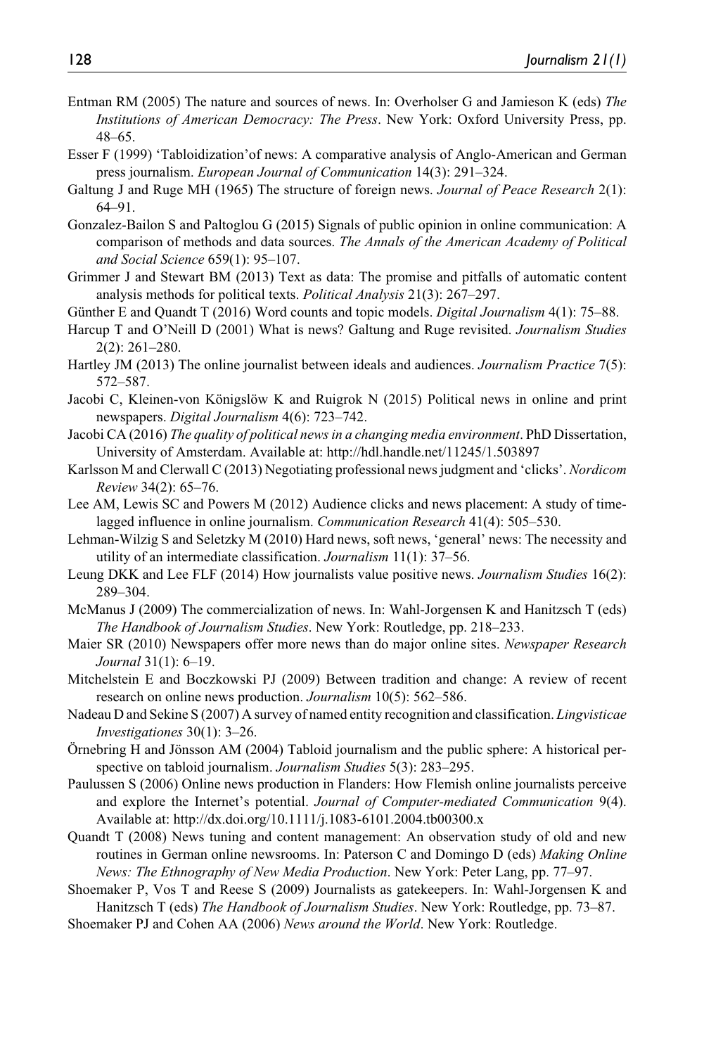Entman RM (2005) The nature and sources of news. In: Overholser G and Jamieson K (eds) *The Institutions of American Democracy: The Press*. New York: Oxford University Press, pp. 48–65.

Esser F (1999) 'Tabloidization'of news: A comparative analysis of Anglo-American and German press journalism. *European Journal of Communication* 14(3): 291–324.

Galtung J and Ruge MH (1965) The structure of foreign news. *Journal of Peace Research* 2(1): 64–91.

Gonzalez-Bailon S and Paltoglou G (2015) Signals of public opinion in online communication: A comparison of methods and data sources. *The Annals of the American Academy of Political and Social Science* 659(1): 95–107.

Grimmer J and Stewart BM (2013) Text as data: The promise and pitfalls of automatic content analysis methods for political texts. *Political Analysis* 21(3): 267–297.

Günther E and Quandt T (2016) Word counts and topic models. *Digital Journalism* 4(1): 75–88.

Harcup T and O'Neill D (2001) What is news? Galtung and Ruge revisited. *Journalism Studies* 2(2): 261–280.

Hartley JM (2013) The online journalist between ideals and audiences. *Journalism Practice* 7(5): 572–587.

Jacobi C, Kleinen-von Königslöw K and Ruigrok N (2015) Political news in online and print newspapers. *Digital Journalism* 4(6): 723–742.

Jacobi CA (2016) *The quality of political news in a changing media environment*. PhD Dissertation, University of Amsterdam. Available at: http://hdl.handle.net/11245/1.503897

Karlsson M and Clerwall C (2013) Negotiating professional news judgment and 'clicks'. *Nordicom Review* 34(2): 65–76.

Lee AM, Lewis SC and Powers M (2012) Audience clicks and news placement: A study of time-lagged influence in online journalism. *Communication Research* 41(4): 505–530.

Lehman-Wilzig S and Seletzky M (2010) Hard news, soft news, 'general' news: The necessity and utility of an intermediate classification. *Journalism* 11(1): 37–56.

Leung DKK and Lee FLF (2014) How journalists value positive news. *Journalism Studies* 16(2): 289–304.

McManus J (2009) The commercialization of news. In: Wahl-Jorgensen K and Hanitzsch T (eds) *The Handbook of Journalism Studies*. New York: Routledge, pp. 218–233.

Maier SR (2010) Newspapers offer more news than do major online sites. *Newspaper Research Journal* 31(1): 6–19.

Mitchelstein E and Boczkowski PJ (2009) Between tradition and change: A review of recent research on online news production. *Journalism* 10(5): 562–586.

Nadeau D and Sekine S (2007) A survey of named entity recognition and classification. *Lingvisticae Investigationes* 30(1): 3–26.

Örnebring H and Jönsson AM (2004) Tabloid journalism and the public sphere: A historical perspective on tabloid journalism. *Journalism Studies* 5(3): 283–295.

Paulussen S (2006) Online news production in Flanders: How Flemish online journalists perceive and explore the Internet's potential. *Journal of Computer-mediated Communication* 9(4). Available at: http://dx.doi.org/10.1111/j.1083-6101.2004.tb00300.x

Quandt T (2008) News tuning and content management: An observation study of old and new routines in German online newsrooms. In: Paterson C and Domingo D (eds) *Making Online News: The Ethnography of New Media Production*. New York: Peter Lang, pp. 77–97.

Shoemaker P, Vos T and Reese S (2009) Journalists as gatekeepers. In: Wahl-Jorgensen K and Hanitzsch T (eds) *The Handbook of Journalism Studies*. New York: Routledge, pp. 73–87.

Shoemaker PJ and Cohen AA (2006) *News around the World*. New York: Routledge.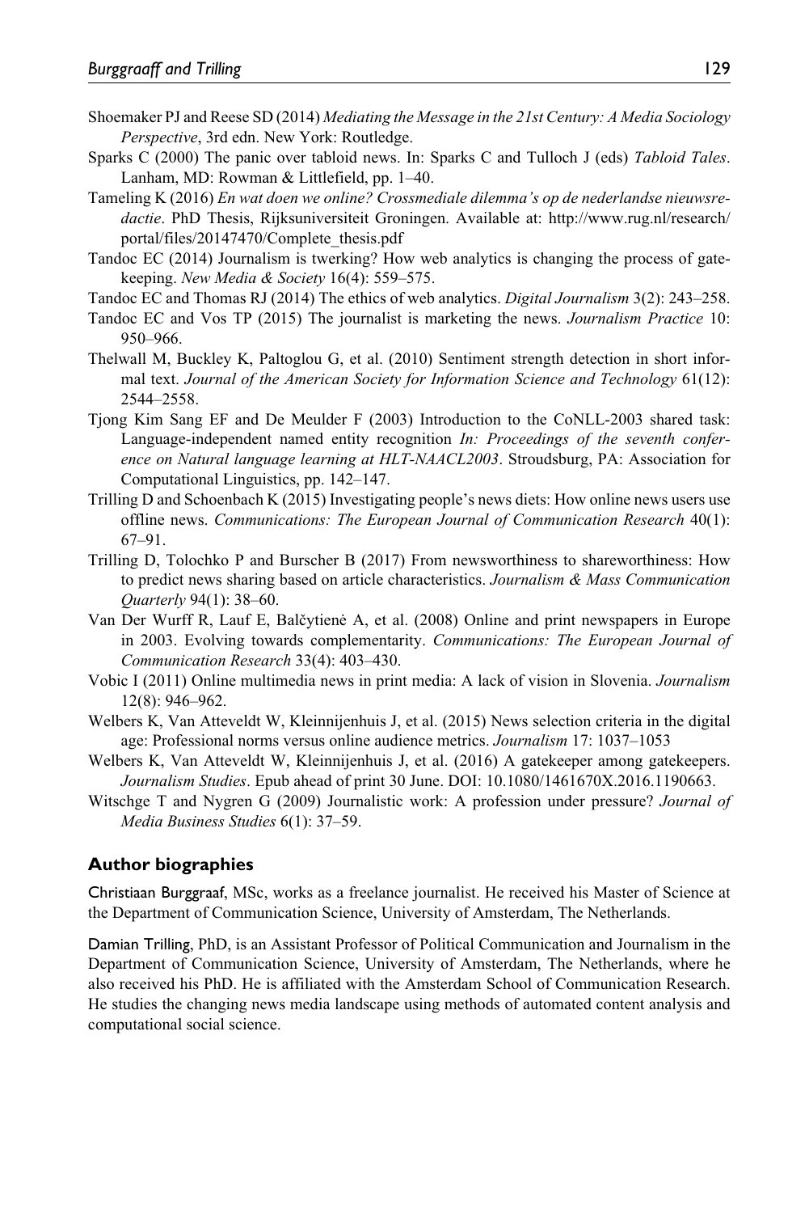Shoemaker PJ and Reese SD (2014) *Mediating the Message in the 21st Century: A Media Sociology Perspective*, 3rd edn. New York: Routledge.

Sparks C (2000) The panic over tabloid news. In: Sparks C and Tulloch J (eds) *Tabloid Tales*. Lanham, MD: Rowman & Littlefield, pp. 1–40.

Tameling K (2016) *En wat doen we online? Crossmediale dilemma's op de nederlandse nieuwsredactie*. PhD Thesis, Rijksuniversiteit Groningen. Available at: http://www.rug.nl/research/portal/files/20147470/Complete_thesis.pdf

Tandoc EC (2014) Journalism is twerking? How web analytics is changing the process of gatekeeping. *New Media & Society* 16(4): 559–575.

Tandoc EC and Thomas RJ (2014) The ethics of web analytics. *Digital Journalism* 3(2): 243–258.

Tandoc EC and Vos TP (2015) The journalist is marketing the news. *Journalism Practice* 10: 950–966.

Thelwall M, Buckley K, Paltoglou G, et al. (2010) Sentiment strength detection in short informal text. *Journal of the American Society for Information Science and Technology* 61(12): 2544–2558.

Tjong Kim Sang EF and De Meulder F (2003) Introduction to the CoNLL-2003 shared task: Language-independent named entity recognition *In: Proceedings of the seventh conference on Natural language learning at HLT-NAACL2003*. Stroudsburg, PA: Association for Computational Linguistics, pp. 142–147.

Trilling D and Schoenbach K (2015) Investigating people's news diets: How online news users use offline news. *Communications: The European Journal of Communication Research* 40(1): 67–91.

Trilling D, Tolochko P and Burscher B (2017) From newsworthiness to shareworthiness: How to predict news sharing based on article characteristics. *Journalism & Mass Communication Quarterly* 94(1): 38–60.

Van Der Wurff R, Lauf E, Balčytienė A, et al. (2008) Online and print newspapers in Europe in 2003. Evolving towards complementarity. *Communications: The European Journal of Communication Research* 33(4): 403–430.

Vobic I (2011) Online multimedia news in print media: A lack of vision in Slovenia. *Journalism* 12(8): 946–962.

Welbers K, Van Atteveldt W, Kleinnijenhuis J, et al. (2015) News selection criteria in the digital age: Professional norms versus online audience metrics. *Journalism* 17: 1037–1053

Welbers K, Van Atteveldt W, Kleinnijenhuis J, et al. (2016) A gatekeeper among gatekeepers. *Journalism Studies*. Epub ahead of print 30 June. DOI: 10.1080/1461670X.2016.1190663.

Witschge T and Nygren G (2009) Journalistic work: A profession under pressure? *Journal of Media Business Studies* 6(1): 37–59.

## Author biographies

Christiaan Burggraaf, MSc, works as a freelance journalist. He received his Master of Science at the Department of Communication Science, University of Amsterdam, The Netherlands.

Damian Trilling, PhD, is an Assistant Professor of Political Communication and Journalism in the Department of Communication Science, University of Amsterdam, The Netherlands, where he also received his PhD. He is affiliated with the Amsterdam School of Communication Research. He studies the changing news media landscape using methods of automated content analysis and computational social science.